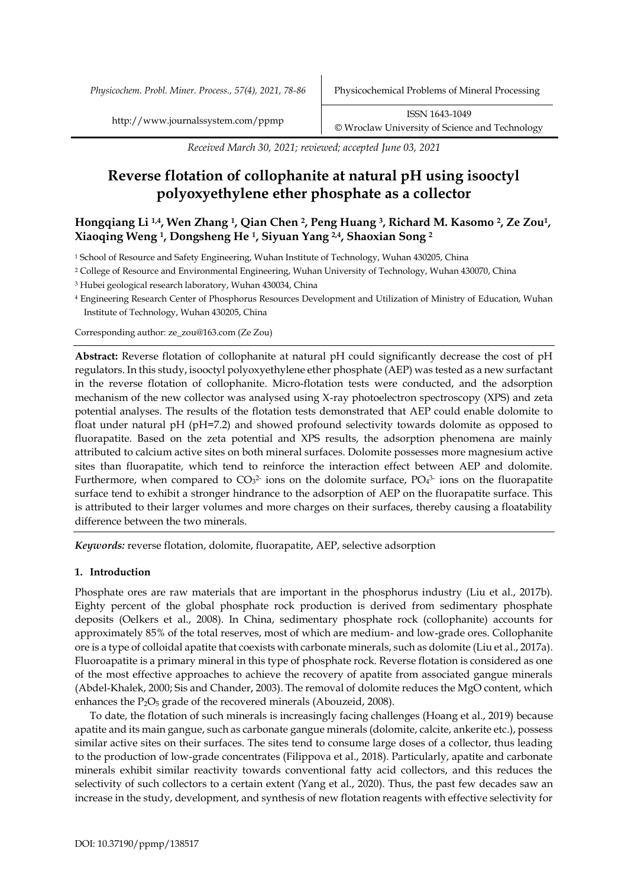*Received March 30, 2021; reviewed; accepted June 03, 2021*

# Reverse flotation of collophanite at natural pH using isooctyl polyoxyethylene ether phosphate as a collector

**Hongqiang Li [1,4], Wen Zhang [1], Qian Chen [2], Peng Huang [3], Richard M. Kasomo [2], Ze Zou[1], Xiaoqing Weng [1], Dongsheng He [1], Siyuan Yang [2,4], Shaoxian Song [2]**

[1] School of Resource and Safety Engineering, Wuhan Institute of Technology, Wuhan 430205, China

[2] College of Resource and Environmental Engineering, Wuhan University of Technology, Wuhan 430070, China

[3] Hubei geological research laboratory, Wuhan 430034, China

[4] Engineering Research Center of Phosphorus Resources Development and Utilization of Ministry of Education, Wuhan Institute of Technology, Wuhan 430205, China

Corresponding author: ze_zou@163.com (Ze Zou)

**Abstract:** Reverse flotation of collophanite at natural pH could significantly decrease the cost of pH regulators. In this study, isooctyl polyoxyethylene ether phosphate (AEP) was tested as a new surfactant in the reverse flotation of collophanite. Micro-flotation tests were conducted, and the adsorption mechanism of the new collector was analysed using X-ray photoelectron spectroscopy (XPS) and zeta potential analyses. The results of the flotation tests demonstrated that AEP could enable dolomite to float under natural pH (pH=7.2) and showed profound selectivity towards dolomite as opposed to fluorapatite. Based on the zeta potential and XPS results, the adsorption phenomena are mainly attributed to calcium active sites on both mineral surfaces. Dolomite possesses more magnesium active sites than fluorapatite, which tend to reinforce the interaction effect between AEP and dolomite. Furthermore, when compared to $CO_3^{2-}$ ions on the dolomite surface, $PO_4^{3-}$ ions on the fluorapatite surface tend to exhibit a stronger hindrance to the adsorption of AEP on the fluorapatite surface. This is attributed to their larger volumes and more charges on their surfaces, thereby causing a floatability difference between the two minerals.

***Keywords:*** reverse flotation, dolomite, fluorapatite, AEP, selective adsorption

## 1. Introduction

Phosphate ores are raw materials that are important in the phosphorus industry (Liu et al., 2017b). Eighty percent of the global phosphate rock production is derived from sedimentary phosphate deposits (Oelkers et al., 2008). In China, sedimentary phosphate rock (collophanite) accounts for approximately 85% of the total reserves, most of which are medium- and low-grade ores. Collophanite ore is a type of colloidal apatite that coexists with carbonate minerals, such as dolomite (Liu et al., 2017a). Fluoroapatite is a primary mineral in this type of phosphate rock. Reverse flotation is considered as one of the most effective approaches to achieve the recovery of apatite from associated gangue minerals (Abdel-Khalek, 2000; Sis and Chander, 2003). The removal of dolomite reduces the MgO content, which enhances the $P_2O_5$ grade of the recovered minerals (Abouzeid, 2008).

To date, the flotation of such minerals is increasingly facing challenges (Hoang et al., 2019) because apatite and its main gangue, such as carbonate gangue minerals (dolomite, calcite, ankerite etc.), possess similar active sites on their surfaces. The sites tend to consume large doses of a collector, thus leading to the production of low-grade concentrates (Filippova et al., 2018). Particularly, apatite and carbonate minerals exhibit similar reactivity towards conventional fatty acid collectors, and this reduces the selectivity of such collectors to a certain extent (Yang et al., 2020). Thus, the past few decades saw an increase in the study, development, and synthesis of new flotation reagents with effective selectivity for

DOI: 10.37190/ppmp/138517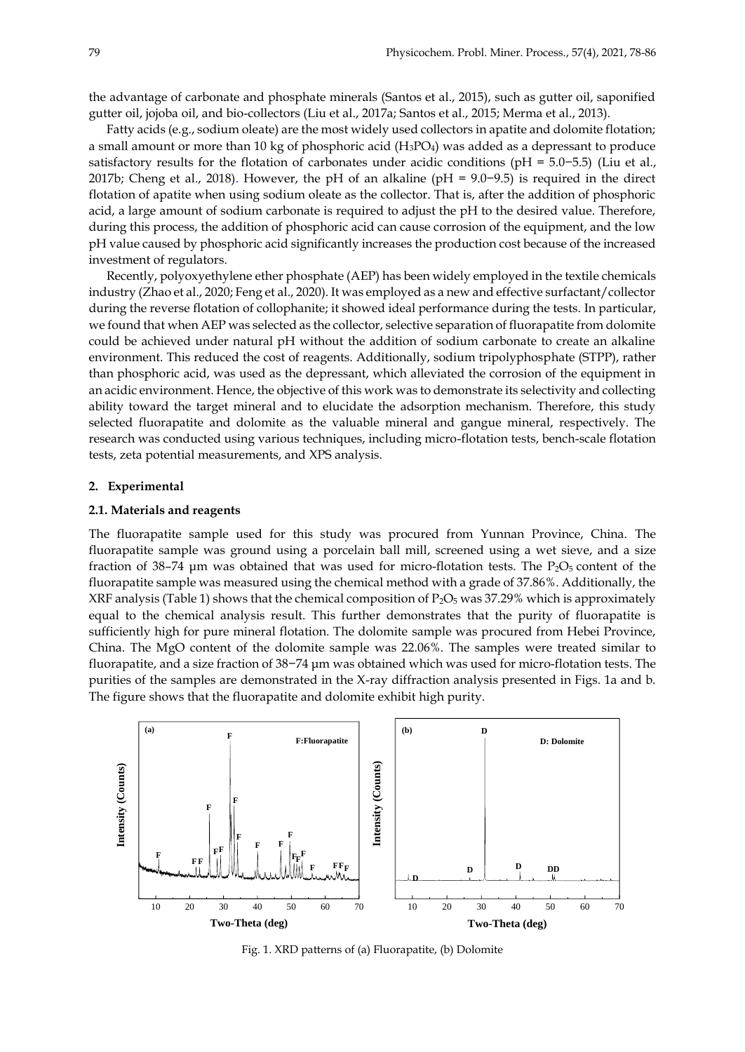the advantage of carbonate and phosphate minerals (Santos et al., 2015), such as gutter oil, saponified gutter oil, jojoba oil, and bio-collectors (Liu et al., 2017a; Santos et al., 2015; Merma et al., 2013).

Fatty acids (e.g., sodium oleate) are the most widely used collectors in apatite and dolomite flotation; a small amount or more than 10 kg of phosphoric acid ($H_3PO_4$) was added as a depressant to produce satisfactory results for the flotation of carbonates under acidic conditions (pH = 5.0−5.5) (Liu et al., 2017b; Cheng et al., 2018). However, the pH of an alkaline (pH = 9.0−9.5) is required in the direct flotation of apatite when using sodium oleate as the collector. That is, after the addition of phosphoric acid, a large amount of sodium carbonate is required to adjust the pH to the desired value. Therefore, during this process, the addition of phosphoric acid can cause corrosion of the equipment, and the low pH value caused by phosphoric acid significantly increases the production cost because of the increased investment of regulators.

Recently, polyoxyethylene ether phosphate (AEP) has been widely employed in the textile chemicals industry (Zhao et al., 2020; Feng et al., 2020). It was employed as a new and effective surfactant/collector during the reverse flotation of collophanite; it showed ideal performance during the tests. In particular, we found that when AEP was selected as the collector, selective separation of fluorapatite from dolomite could be achieved under natural pH without the addition of sodium carbonate to create an alkaline environment. This reduced the cost of reagents. Additionally, sodium tripolyphosphate (STPP), rather than phosphoric acid, was used as the depressant, which alleviated the corrosion of the equipment in an acidic environment. Hence, the objective of this work was to demonstrate its selectivity and collecting ability toward the target mineral and to elucidate the adsorption mechanism. Therefore, this study selected fluorapatite and dolomite as the valuable mineral and gangue mineral, respectively. The research was conducted using various techniques, including micro-flotation tests, bench-scale flotation tests, zeta potential measurements, and XPS analysis.

## 2. Experimental

### 2.1. Materials and reagents

The fluorapatite sample used for this study was procured from Yunnan Province, China. The fluorapatite sample was ground using a porcelain ball mill, screened using a wet sieve, and a size fraction of 38–74 μm was obtained that was used for micro-flotation tests. The $P_2O_5$ content of the fluorapatite sample was measured using the chemical method with a grade of 37.86%. Additionally, the XRF analysis (Table 1) shows that the chemical composition of $P_2O_5$ was 37.29% which is approximately equal to the chemical analysis result. This further demonstrates that the purity of fluorapatite is sufficiently high for pure mineral flotation. The dolomite sample was procured from Hebei Province, China. The MgO content of the dolomite sample was 22.06%. The samples were treated similar to fluorapatite, and a size fraction of 38−74 μm was obtained which was used for micro-flotation tests. The purities of the samples are demonstrated in the X-ray diffraction analysis presented in Figs. 1a and b. The figure shows that the fluorapatite and dolomite exhibit high purity.

Fig. 1. XRD patterns of (a) Fluorapatite, (b) Dolomite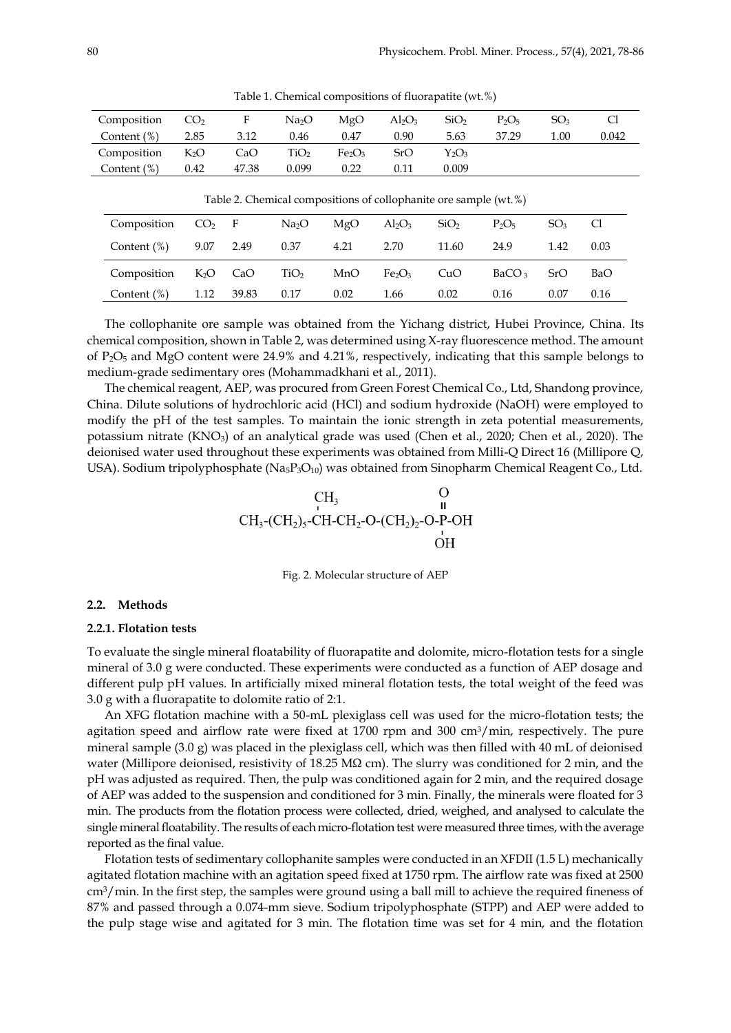Table 1. Chemical compositions of fluorapatite (wt.%)

| Composition | $CO_2$ | F | $Na_2O$ | MgO | $Al_2O_3$ | $SiO_2$ | $P_2O_5$ | $SO_3$ | Cl |
|---|---|---|---|---|---|---|---|---|---|
| Content (%) | 2.85 | 3.12 | 0.46 | 0.47 | 0.90 | 5.63 | 37.29 | 1.00 | 0.042 |
| Composition | $K_2O$ | CaO | $TiO_2$ | $Fe_2O_3$ | SrO | $Y_2O_3$ | | | |
| Content (%) | 0.42 | 47.38 | 0.099 | 0.22 | 0.11 | 0.009 | | | |

Table 2. Chemical compositions of collophanite ore sample (wt.%)

| Composition | $CO_2$ | F | $Na_2O$ | MgO | $Al_2O_3$ | $SiO_2$ | $P_2O_5$ | $SO_3$ | Cl |
|---|---|---|---|---|---|---|---|---|---|
| Content (%) | 9.07 | 2.49 | 0.37 | 4.21 | 2.70 | 11.60 | 24.9 | 1.42 | 0.03 |
| Composition | $K_2O$ | CaO | $TiO_2$ | MnO | $Fe_2O_3$ | CuO | $BaCO_3$ | SrO | BaO |
| Content (%) | 1.12 | 39.83 | 0.17 | 0.02 | 1.66 | 0.02 | 0.16 | 0.07 | 0.16 |

The collophanite ore sample was obtained from the Yichang district, Hubei Province, China. Its chemical composition, shown in Table 2, was determined using X-ray fluorescence method. The amount of $P_2O_5$ and MgO content were 24.9% and 4.21%, respectively, indicating that this sample belongs to medium-grade sedimentary ores (Mohammadkhani et al., 2011).

The chemical reagent, AEP, was procured from Green Forest Chemical Co., Ltd, Shandong province, China. Dilute solutions of hydrochloric acid (HCl) and sodium hydroxide (NaOH) were employed to modify the pH of the test samples. To maintain the ionic strength in zeta potential measurements, potassium nitrate ($KNO_3$) of an analytical grade was used (Chen et al., 2020; Chen et al., 2020). The deionised water used throughout these experiments was obtained from Milli-Q Direct 16 (Millipore Q, USA). Sodium tripolyphosphate ($Na_5P_3O_{10}$) was obtained from Sinopharm Chemical Reagent Co., Ltd.

$$CH_3\text{-}(CH_2)_5\text{-}\underset{}{\overset{CH_3}{\overset{|}{C}}}H\text{-}CH_2\text{-}O\text{-}(CH_2)_2\text{-}O\text{-}\underset{\underset{OH}{|}}{\overset{\overset{O}{\|}}{P}}\text{-}OH$$

Fig. 2. Molecular structure of AEP

### 2.2. Methods

#### 2.2.1. Flotation tests

To evaluate the single mineral floatability of fluorapatite and dolomite, micro-flotation tests for a single mineral of 3.0 g were conducted. These experiments were conducted as a function of AEP dosage and different pulp pH values. In artificially mixed mineral flotation tests, the total weight of the feed was 3.0 g with a fluorapatite to dolomite ratio of 2:1.

An XFG flotation machine with a 50-mL plexiglass cell was used for the micro-flotation tests; the agitation speed and airflow rate were fixed at 1700 rpm and 300 $cm^3$/min, respectively. The pure mineral sample (3.0 g) was placed in the plexiglass cell, which was then filled with 40 mL of deionised water (Millipore deionised, resistivity of 18.25 MΩ cm). The slurry was conditioned for 2 min, and the pH was adjusted as required. Then, the pulp was conditioned again for 2 min, and the required dosage of AEP was added to the suspension and conditioned for 3 min. Finally, the minerals were floated for 3 min. The products from the flotation process were collected, dried, weighed, and analysed to calculate the single mineral floatability. The results of each micro-flotation test were measured three times, with the average reported as the final value.

Flotation tests of sedimentary collophanite samples were conducted in an XFDII (1.5 L) mechanically agitated flotation machine with an agitation speed fixed at 1750 rpm. The airflow rate was fixed at 2500 $cm^3$/min. In the first step, the samples were ground using a ball mill to achieve the required fineness of 87% and passed through a 0.074-mm sieve. Sodium tripolyphosphate (STPP) and AEP were added to the pulp stage wise and agitated for 3 min. The flotation time was set for 4 min, and the flotation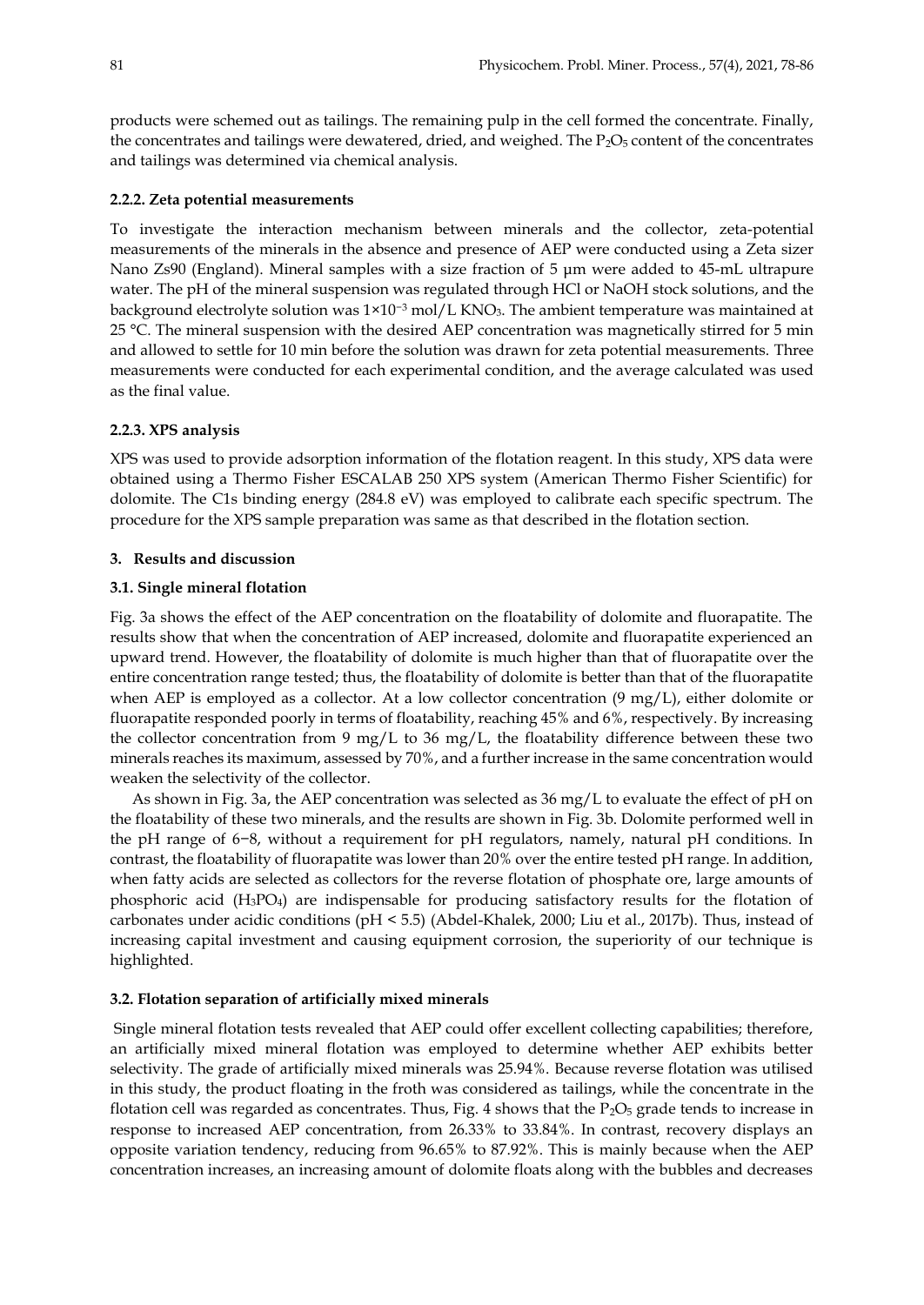products were schemed out as tailings. The remaining pulp in the cell formed the concentrate. Finally, the concentrates and tailings were dewatered, dried, and weighed. The $P_2O_5$ content of the concentrates and tailings was determined via chemical analysis.

#### 2.2.2. Zeta potential measurements

To investigate the interaction mechanism between minerals and the collector, zeta-potential measurements of the minerals in the absence and presence of AEP were conducted using a Zeta sizer Nano Zs90 (England). Mineral samples with a size fraction of 5 μm were added to 45-mL ultrapure water. The pH of the mineral suspension was regulated through HCl or NaOH stock solutions, and the background electrolyte solution was $1\times10^{-3}$ mol/L $KNO_3$. The ambient temperature was maintained at 25 °C. The mineral suspension with the desired AEP concentration was magnetically stirred for 5 min and allowed to settle for 10 min before the solution was drawn for zeta potential measurements. Three measurements were conducted for each experimental condition, and the average calculated was used as the final value.

#### 2.2.3. XPS analysis

XPS was used to provide adsorption information of the flotation reagent. In this study, XPS data were obtained using a Thermo Fisher ESCALAB 250 XPS system (American Thermo Fisher Scientific) for dolomite. The C1s binding energy (284.8 eV) was employed to calibrate each specific spectrum. The procedure for the XPS sample preparation was same as that described in the flotation section.

## 3. Results and discussion

### 3.1. Single mineral flotation

Fig. 3a shows the effect of the AEP concentration on the floatability of dolomite and fluorapatite. The results show that when the concentration of AEP increased, dolomite and fluorapatite experienced an upward trend. However, the floatability of dolomite is much higher than that of fluorapatite over the entire concentration range tested; thus, the floatability of dolomite is better than that of the fluorapatite when AEP is employed as a collector. At a low collector concentration (9 mg/L), either dolomite or fluorapatite responded poorly in terms of floatability, reaching 45% and 6%, respectively. By increasing the collector concentration from 9 mg/L to 36 mg/L, the floatability difference between these two minerals reaches its maximum, assessed by 70%, and a further increase in the same concentration would weaken the selectivity of the collector.

As shown in Fig. 3a, the AEP concentration was selected as 36 mg/L to evaluate the effect of pH on the floatability of these two minerals, and the results are shown in Fig. 3b. Dolomite performed well in the pH range of 6−8, without a requirement for pH regulators, namely, natural pH conditions. In contrast, the floatability of fluorapatite was lower than 20% over the entire tested pH range. In addition, when fatty acids are selected as collectors for the reverse flotation of phosphate ore, large amounts of phosphoric acid ($H_3PO_4$) are indispensable for producing satisfactory results for the flotation of carbonates under acidic conditions (pH < 5.5) (Abdel-Khalek, 2000; Liu et al., 2017b). Thus, instead of increasing capital investment and causing equipment corrosion, the superiority of our technique is highlighted.

### 3.2. Flotation separation of artificially mixed minerals

Single mineral flotation tests revealed that AEP could offer excellent collecting capabilities; therefore, an artificially mixed mineral flotation was employed to determine whether AEP exhibits better selectivity. The grade of artificially mixed minerals was 25.94%. Because reverse flotation was utilised in this study, the product floating in the froth was considered as tailings, while the concentrate in the flotation cell was regarded as concentrates. Thus, Fig. 4 shows that the $P_2O_5$ grade tends to increase in response to increased AEP concentration, from 26.33% to 33.84%. In contrast, recovery displays an opposite variation tendency, reducing from 96.65% to 87.92%. This is mainly because when the AEP concentration increases, an increasing amount of dolomite floats along with the bubbles and decreases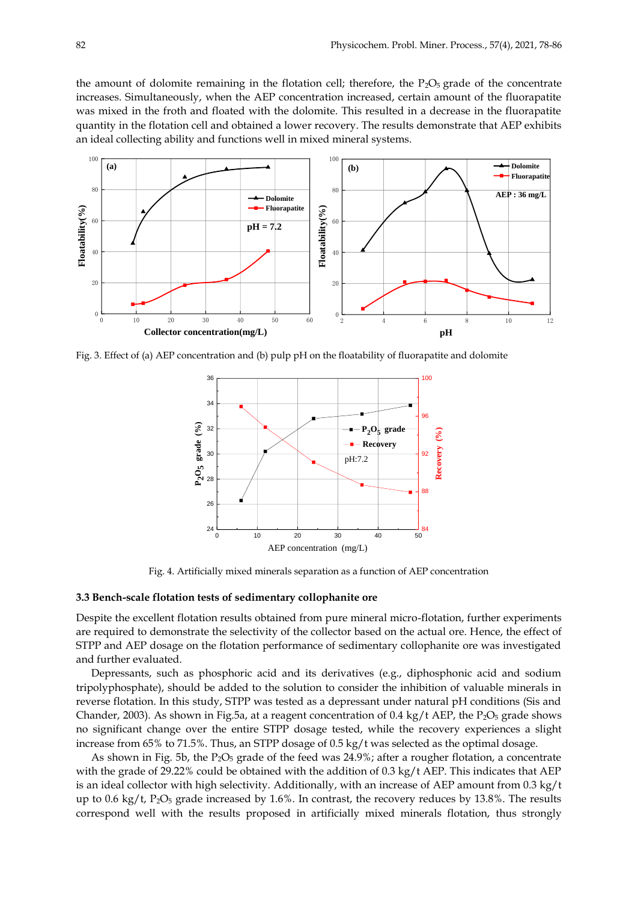the amount of dolomite remaining in the flotation cell; therefore, the $P_2O_5$ grade of the concentrate increases. Simultaneously, when the AEP concentration increased, certain amount of the fluorapatite was mixed in the froth and floated with the dolomite. This resulted in a decrease in the fluorapatite quantity in the flotation cell and obtained a lower recovery. The results demonstrate that AEP exhibits an ideal collecting ability and functions well in mixed mineral systems.

Fig. 3. Effect of (a) AEP concentration and (b) pulp pH on the floatability of fluorapatite and dolomite

Fig. 4. Artificially mixed minerals separation as a function of AEP concentration

### 3.3 Bench-scale flotation tests of sedimentary collophanite ore

Despite the excellent flotation results obtained from pure mineral micro-flotation, further experiments are required to demonstrate the selectivity of the collector based on the actual ore. Hence, the effect of STPP and AEP dosage on the flotation performance of sedimentary collophanite ore was investigated and further evaluated.

Depressants, such as phosphoric acid and its derivatives (e.g., diphosphonic acid and sodium tripolyphosphate), should be added to the solution to consider the inhibition of valuable minerals in reverse flotation. In this study, STPP was tested as a depressant under natural pH conditions (Sis and Chander, 2003). As shown in Fig.5a, at a reagent concentration of 0.4 kg/t AEP, the $P_2O_5$ grade shows no significant change over the entire STPP dosage tested, while the recovery experiences a slight increase from 65% to 71.5%. Thus, an STPP dosage of 0.5 kg/t was selected as the optimal dosage.

As shown in Fig. 5b, the $P_2O_5$ grade of the feed was 24.9%; after a rougher flotation, a concentrate with the grade of 29.22% could be obtained with the addition of 0.3 kg/t AEP. This indicates that AEP is an ideal collector with high selectivity. Additionally, with an increase of AEP amount from 0.3 kg/t up to 0.6 kg/t, $P_2O_5$ grade increased by 1.6%. In contrast, the recovery reduces by 13.8%. The results correspond well with the results proposed in artificially mixed minerals flotation, thus strongly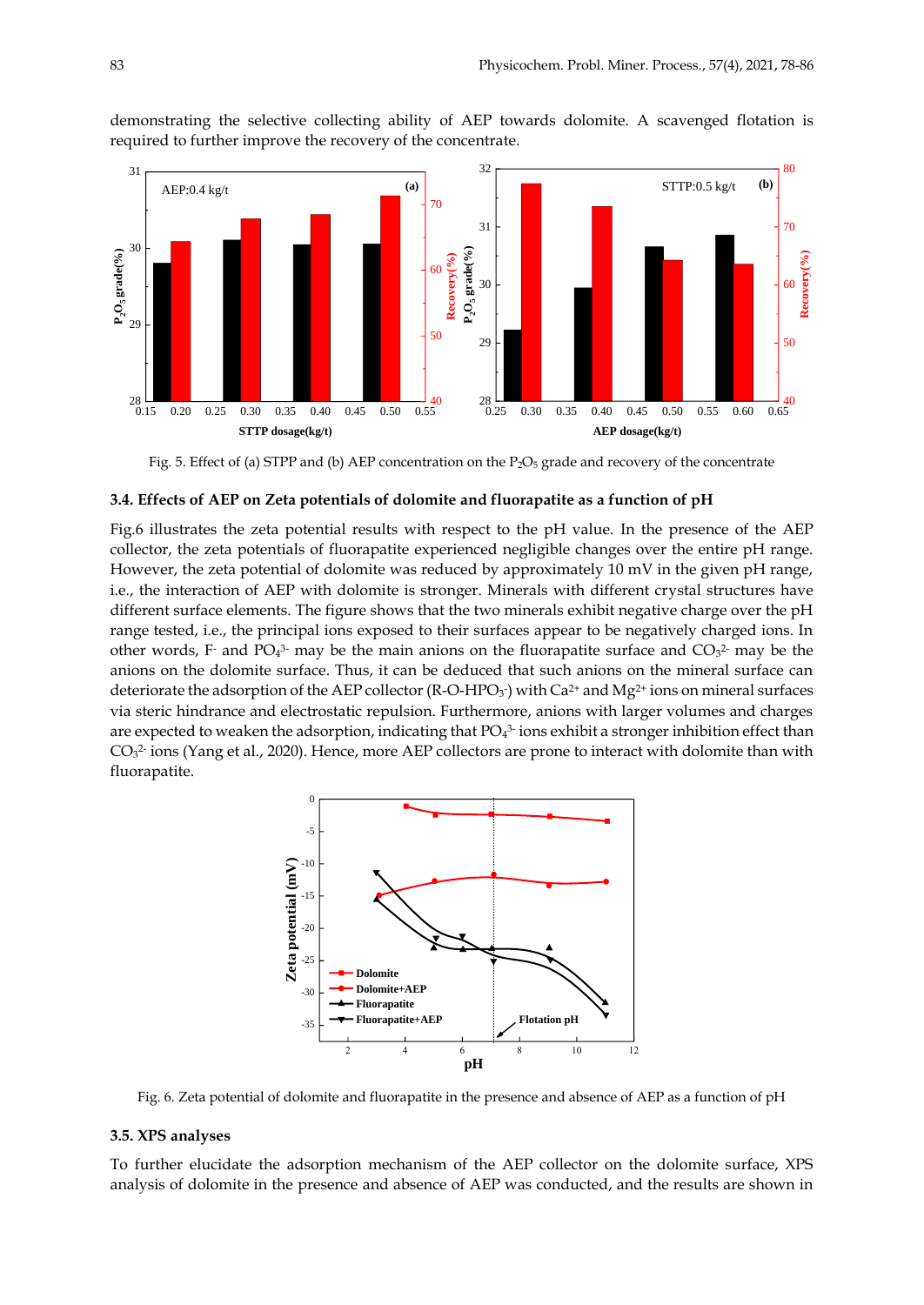demonstrating the selective collecting ability of AEP towards dolomite. A scavenged flotation is required to further improve the recovery of the concentrate.

Fig. 5. Effect of (a) STPP and (b) AEP concentration on the $P_2O_5$ grade and recovery of the concentrate

### 3.4. Effects of AEP on Zeta potentials of dolomite and fluorapatite as a function of pH

Fig.6 illustrates the zeta potential results with respect to the pH value. In the presence of the AEP collector, the zeta potentials of fluorapatite experienced negligible changes over the entire pH range. However, the zeta potential of dolomite was reduced by approximately 10 mV in the given pH range, i.e., the interaction of AEP with dolomite is stronger. Minerals with different crystal structures have different surface elements. The figure shows that the two minerals exhibit negative charge over the pH range tested, i.e., the principal ions exposed to their surfaces appear to be negatively charged ions. In other words, $F^-$ and $PO_4^{3-}$ may be the main anions on the fluorapatite surface and $CO_3^{2-}$ may be the anions on the dolomite surface. Thus, it can be deduced that such anions on the mineral surface can deteriorate the adsorption of the AEP collector (R-O-$HPO_3^-$) with $Ca^{2+}$ and $Mg^{2+}$ ions on mineral surfaces via steric hindrance and electrostatic repulsion. Furthermore, anions with larger volumes and charges are expected to weaken the adsorption, indicating that $PO_4^{3-}$ ions exhibit a stronger inhibition effect than $CO_3^{2-}$ ions (Yang et al., 2020). Hence, more AEP collectors are prone to interact with dolomite than with fluorapatite.

Fig. 6. Zeta potential of dolomite and fluorapatite in the presence and absence of AEP as a function of pH

### 3.5. XPS analyses

To further elucidate the adsorption mechanism of the AEP collector on the dolomite surface, XPS analysis of dolomite in the presence and absence of AEP was conducted, and the results are shown in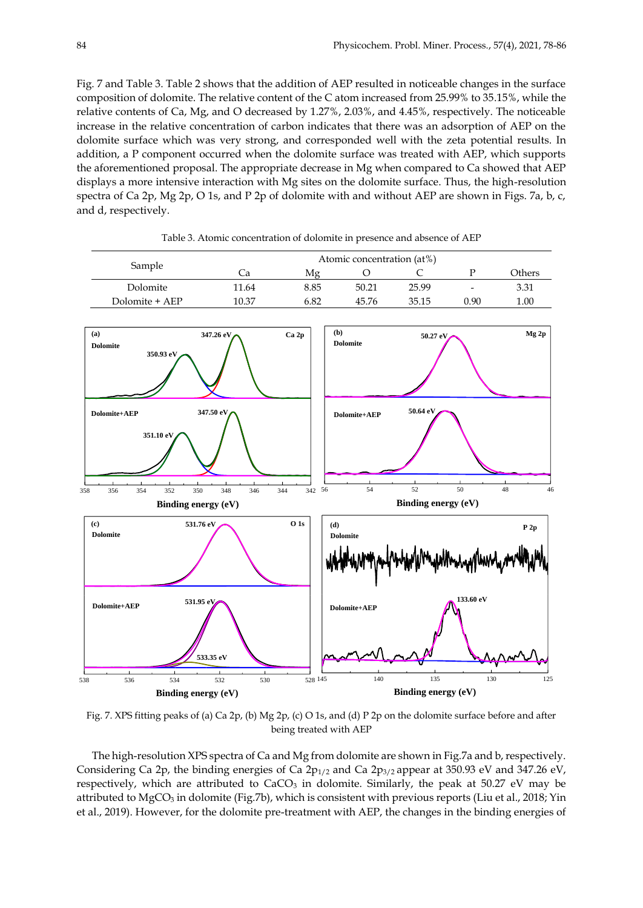Fig. 7 and Table 3. Table 2 shows that the addition of AEP resulted in noticeable changes in the surface composition of dolomite. The relative content of the C atom increased from 25.99% to 35.15%, while the relative contents of Ca, Mg, and O decreased by 1.27%, 2.03%, and 4.45%, respectively. The noticeable increase in the relative concentration of carbon indicates that there was an adsorption of AEP on the dolomite surface which was very strong, and corresponded well with the zeta potential results. In addition, a P component occurred when the dolomite surface was treated with AEP, which supports the aforementioned proposal. The appropriate decrease in Mg when compared to Ca showed that AEP displays a more intensive interaction with Mg sites on the dolomite surface. Thus, the high-resolution spectra of Ca 2p, Mg 2p, O 1s, and P 2p of dolomite with and without AEP are shown in Figs. 7a, b, c, and d, respectively.

Table 3. Atomic concentration of dolomite in presence and absence of AEP

| Sample | Atomic concentration (at%) | | | | | |
|---|---|---|---|---|---|---|
| | Ca | Mg | O | C | P | Others |
| Dolomite | 11.64 | 8.85 | 50.21 | 25.99 | - | 3.31 |
| Dolomite + AEP | 10.37 | 6.82 | 45.76 | 35.15 | 0.90 | 1.00 |

Fig. 7. XPS fitting peaks of (a) Ca 2p, (b) Mg 2p, (c) O 1s, and (d) P 2p on the dolomite surface before and after being treated with AEP

The high-resolution XPS spectra of Ca and Mg from dolomite are shown in Fig.7a and b, respectively. Considering Ca 2p, the binding energies of Ca $2p_{1/2}$ and Ca $2p_{3/2}$ appear at 350.93 eV and 347.26 eV, respectively, which are attributed to $CaCO_3$ in dolomite. Similarly, the peak at 50.27 eV may be attributed to $MgCO_3$ in dolomite (Fig.7b), which is consistent with previous reports (Liu et al., 2018; Yin et al., 2019). However, for the dolomite pre-treatment with AEP, the changes in the binding energies of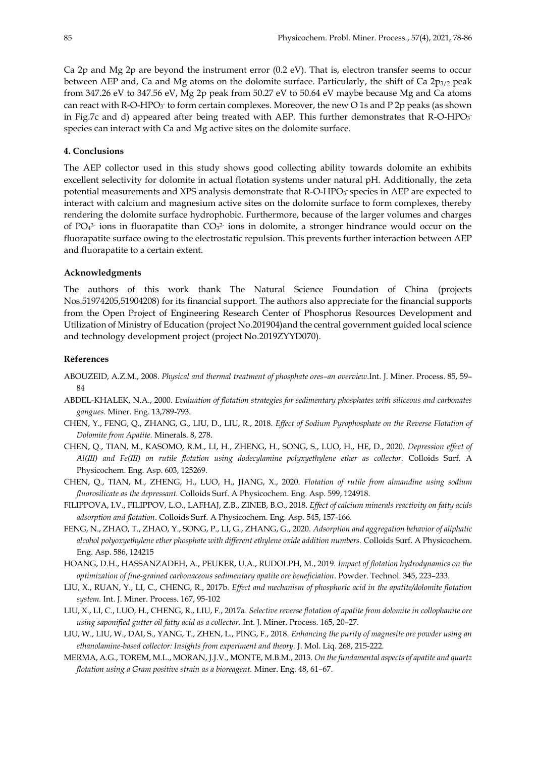Ca 2p and Mg 2p are beyond the instrument error (0.2 eV). That is, electron transfer seems to occur between AEP and, Ca and Mg atoms on the dolomite surface. Particularly, the shift of Ca $2p_{3/2}$ peak from 347.26 eV to 347.56 eV, Mg 2p peak from 50.27 eV to 50.64 eV maybe because Mg and Ca atoms can react with R-O-$HPO_3^-$ to form certain complexes. Moreover, the new O 1s and P 2p peaks (as shown in Fig.7c and d) appeared after being treated with AEP. This further demonstrates that R-O-$HPO_3^-$ species can interact with Ca and Mg active sites on the dolomite surface.

## 4. Conclusions

The AEP collector used in this study shows good collecting ability towards dolomite an exhibits excellent selectivity for dolomite in actual flotation systems under natural pH. Additionally, the zeta potential measurements and XPS analysis demonstrate that R-O-$HPO_3^-$ species in AEP are expected to interact with calcium and magnesium active sites on the dolomite surface to form complexes, thereby rendering the dolomite surface hydrophobic. Furthermore, because of the larger volumes and charges of $PO_4^{3-}$ ions in fluorapatite than $CO_3^{2-}$ ions in dolomite, a stronger hindrance would occur on the fluorapatite surface owing to the electrostatic repulsion. This prevents further interaction between AEP and fluorapatite to a certain extent.

## Acknowledgments

The authors of this work thank The Natural Science Foundation of China (projects Nos.51974205,51904208) for its financial support. The authors also appreciate for the financial supports from the Open Project of Engineering Research Center of Phosphorus Resources Development and Utilization of Ministry of Education (project No.201904)and the central government guided local science and technology development project (project No.2019ZYYD070).

## References

ABOUZEID, A.Z.M., 2008. *Physical and thermal treatment of phosphate ores–an overview*.Int. J. Miner. Process. 85, 59–84

ABDEL-KHALEK, N.A., 2000. *Evaluation of flotation strategies for sedimentary phosphates with siliceous and carbonates gangues.* Miner. Eng. 13,789-793.

CHEN, Y., FENG, Q., ZHANG, G., LIU, D., LIU, R., 2018. *Effect of Sodium Pyrophosphate on the Reverse Flotation of Dolomite from Apatite.* Minerals. 8, 278.

CHEN, Q., TIAN, M., KASOMO, R.M., LI, H., ZHENG, H., SONG, S., LUO, H., HE, D., 2020. *Depression effect of Al(III) and Fe(III) on rutile flotation using dodecylamine polyxyethylene ether as collector.* Colloids Surf. A Physicochem. Eng. Asp. 603, 125269.

CHEN, Q., TIAN, M., ZHENG, H., LUO, H., JIANG, X., 2020. *Flotation of rutile from almandine using sodium fluorosilicate as the depressant.* Colloids Surf. A Physicochem. Eng. Asp. 599, 124918.

FILIPPOVA, I.V., FILIPPOV, L.O., LAFHAJ, Z.B., ZINEB, B.O., 2018. *Effect of calcium minerals reactivity on fatty acids adsorption and flotation*. Colloids Surf. A Physicochem. Eng. Asp. 545, 157-166.

FENG, N., ZHAO, T., ZHAO, Y., SONG, P., LI, G., ZHANG, G., 2020. *Adsorption and aggregation behavior of aliphatic alcohol polyoxyethylene ether phosphate with different ethylene oxide addition numbers.* Colloids Surf. A Physicochem. Eng. Asp. 586, 124215

HOANG, D.H., HASSANZADEH, A., PEUKER, U.A., RUDOLPH, M., 2019. *Impact of flotation hydrodynamics on the optimization of fine-grained carbonaceous sedimentary apatite ore beneficiation*. Powder. Technol. 345, 223–233.

LIU, X., RUAN, Y., LI, C., CHENG, R., 2017b. *Effect and mechanism of phosphoric acid in the apatite/dolomite flotation system.* Int. J. Miner. Process. 167, 95-102

LIU, X., LI, C., LUO, H., CHENG, R., LIU, F., 2017a. *Selective reverse flotation of apatite from dolomite in collophanite ore using saponified gutter oil fatty acid as a collector.* Int. J. Miner. Process. 165, 20–27.

LIU, W., LIU, W., DAI, S., YANG, T., ZHEN, L., PING, F., 2018. *Enhancing the purity of magnesite ore powder using an ethanolamine-based collector: Insights from experiment and theory.* J. Mol. Liq. 268, 215-222.

MERMA, A.G., TOREM, M.L., MORAN, J.J.V., MONTE, M.B.M., 2013. *On the fundamental aspects of apatite and quartz flotation using a Gram positive strain as a bioreagent.* Miner. Eng. 48, 61–67.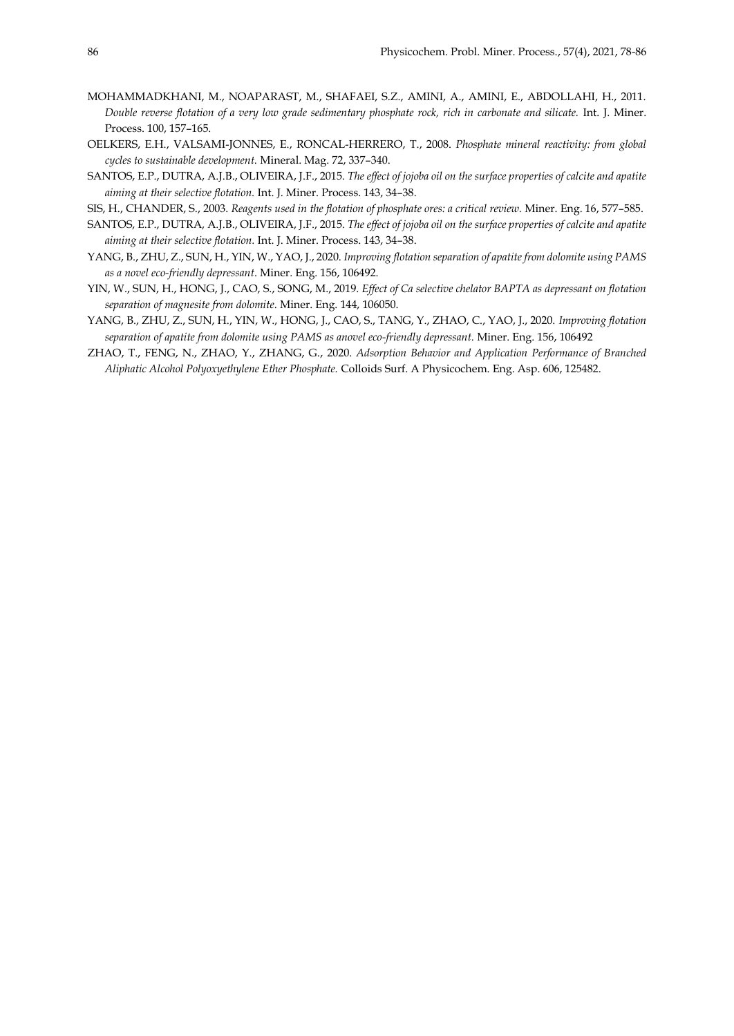MOHAMMADKHANI, M., NOAPARAST, M., SHAFAEI, S.Z., AMINI, A., AMINI, E., ABDOLLAHI, H., 2011. *Double reverse flotation of a very low grade sedimentary phosphate rock, rich in carbonate and silicate.* Int. J. Miner. Process. 100, 157–165.

OELKERS, E.H., VALSAMI-JONNES, E., RONCAL-HERRERO, T., 2008. *Phosphate mineral reactivity: from global cycles to sustainable development.* Mineral. Mag. 72, 337–340.

SANTOS, E.P., DUTRA, A.J.B., OLIVEIRA, J.F., 2015. *The effect of jojoba oil on the surface properties of calcite and apatite aiming at their selective flotation.* Int. J. Miner. Process. 143, 34–38.

SIS, H., CHANDER, S., 2003. *Reagents used in the flotation of phosphate ores: a critical review.* Miner. Eng. 16, 577–585.

SANTOS, E.P., DUTRA, A.J.B., OLIVEIRA, J.F., 2015. *The effect of jojoba oil on the surface properties of calcite and apatite aiming at their selective flotation.* Int. J. Miner. Process. 143, 34–38.

YANG, B., ZHU, Z., SUN, H., YIN, W., YAO, J., 2020. *Improving flotation separation of apatite from dolomite using PAMS as a novel eco-friendly depressant*. Miner. Eng. 156, 106492.

YIN, W., SUN, H., HONG, J., CAO, S., SONG, M., 2019. *Effect of Ca selective chelator BAPTA as depressant on flotation separation of magnesite from dolomite*. Miner. Eng. 144, 106050.

YANG, B., ZHU, Z., SUN, H., YIN, W., HONG, J., CAO, S., TANG, Y., ZHAO, C., YAO, J., 2020. *Improving flotation separation of apatite from dolomite using PAMS as anovel eco-friendly depressant.* Miner. Eng. 156, 106492

ZHAO, T., FENG, N., ZHAO, Y., ZHANG, G., 2020. *Adsorption Behavior and Application Performance of Branched Aliphatic Alcohol Polyoxyethylene Ether Phosphate.* Colloids Surf. A Physicochem. Eng. Asp. 606, 125482.